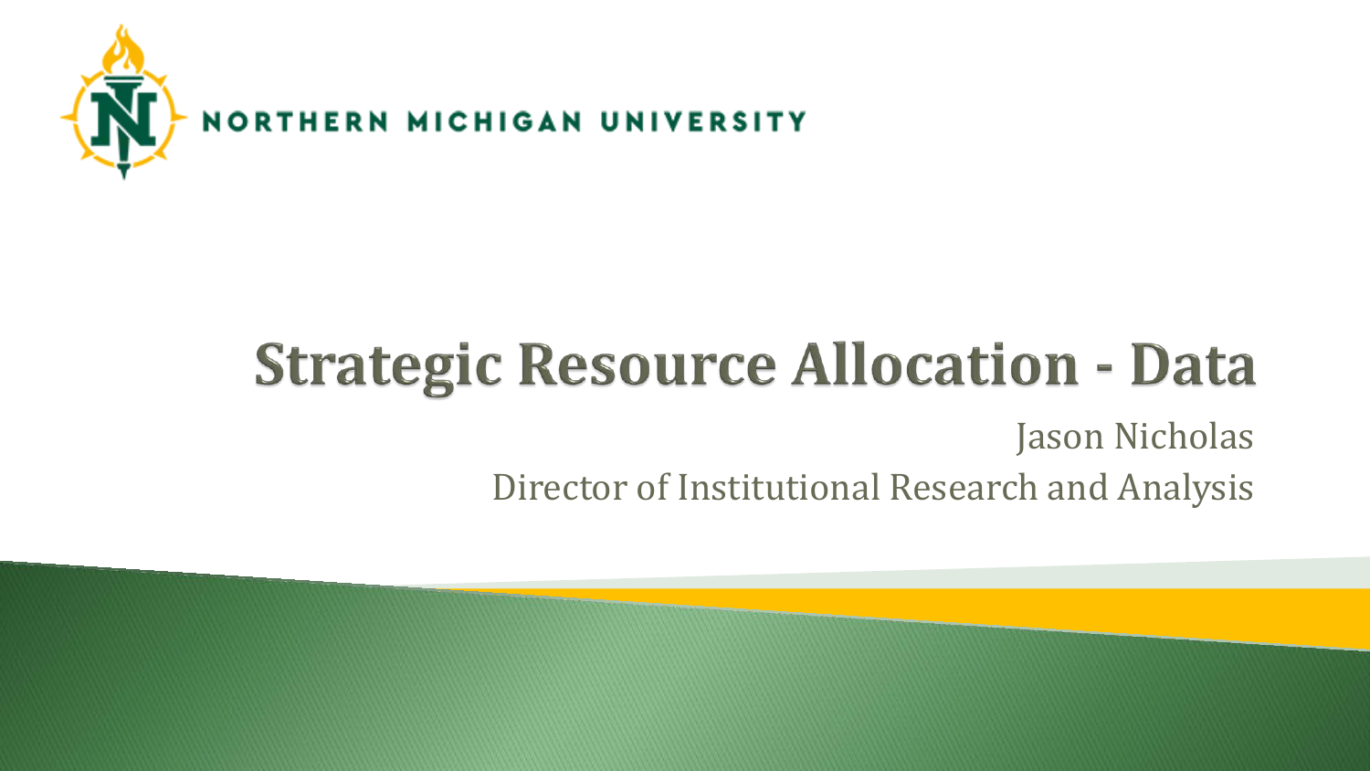NORTHERN MICHIGAN UNIVERSITY

# Strategic Resource Allocation - Data

Jason Nicholas

Director of Institutional Research and Analysis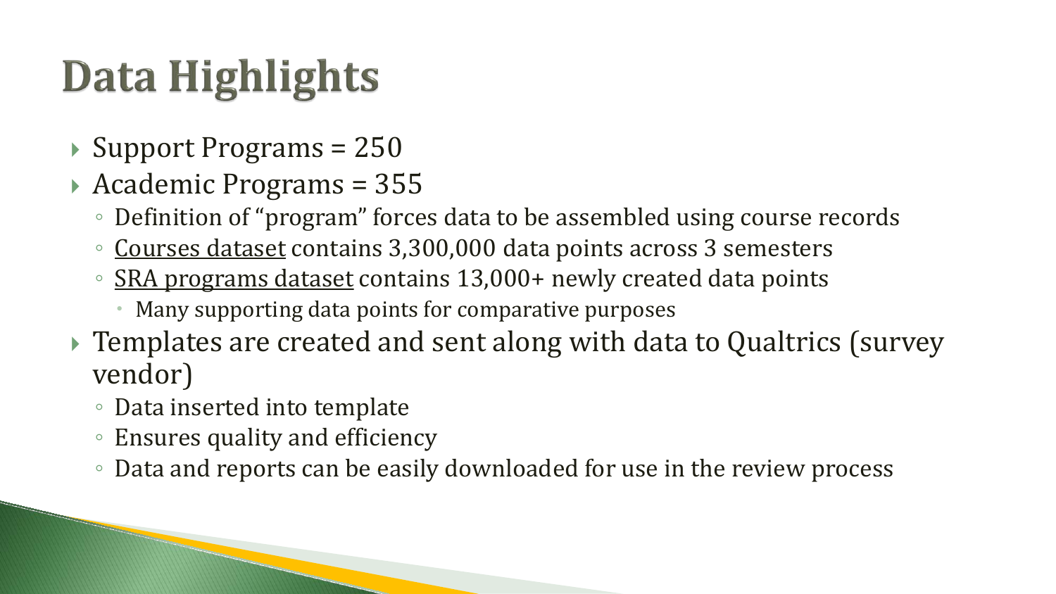# Data Highlights

- Support Programs = 250
- Academic Programs = 355
  - Definition of "program" forces data to be assembled using course records
  - Courses dataset contains 3,300,000 data points across 3 semesters
  - SRA programs dataset contains 13,000+ newly created data points
    - Many supporting data points for comparative purposes
- Templates are created and sent along with data to Qualtrics (survey vendor)
  - Data inserted into template
  - Ensures quality and efficiency
  - Data and reports can be easily downloaded for use in the review process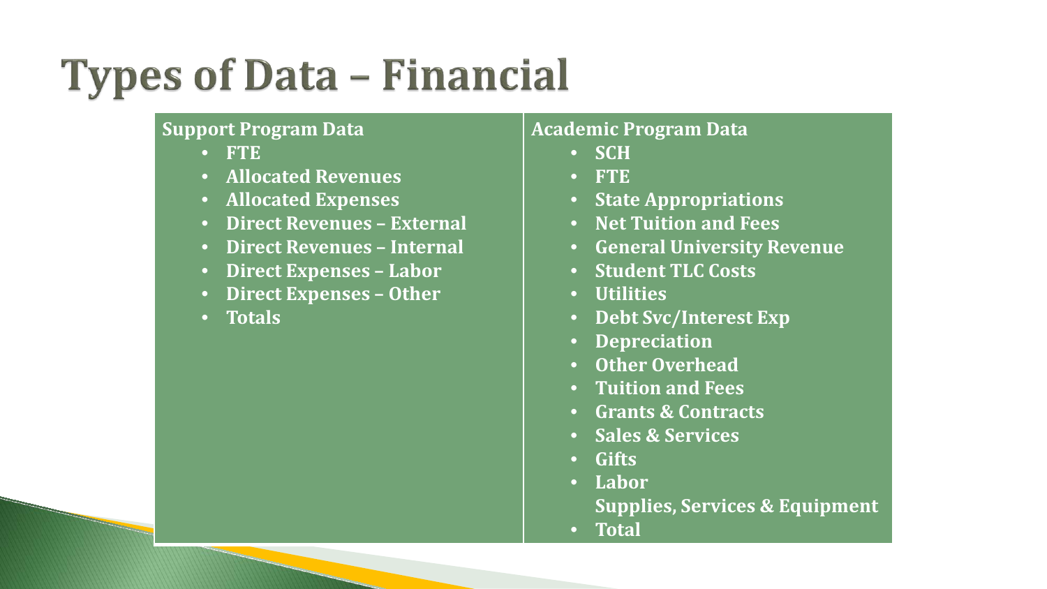# Types of Data – Financial

**Support Program Data**

- FTE
- Allocated Revenues
- Allocated Expenses
- Direct Revenues – External
- Direct Revenues – Internal
- Direct Expenses – Labor
- Direct Expenses – Other
- Totals

**Academic Program Data**

- SCH
- FTE
- State Appropriations
- Net Tuition and Fees
- General University Revenue
- Student TLC Costs
- Utilities
- Debt Svc/Interest Exp
- Depreciation
- Other Overhead
- Tuition and Fees
- Grants & Contracts
- Sales & Services
- Gifts
- Labor

  Supplies, Services & Equipment
- Total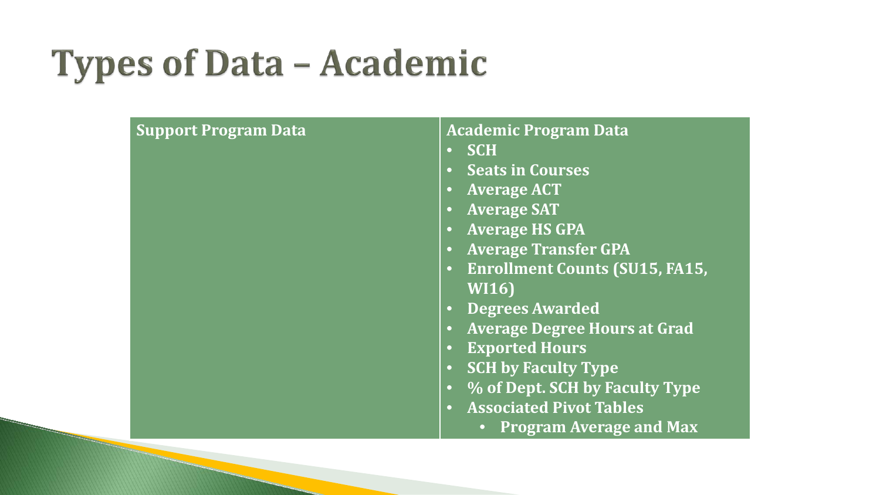# Types of Data – Academic

| Support Program Data | Academic Program Data |
|---|---|
| | • SCH<br>• Seats in Courses<br>• Average ACT<br>• Average SAT<br>• Average HS GPA<br>• Average Transfer GPA<br>• Enrollment Counts (SU15, FA15, WI16)<br>• Degrees Awarded<br>• Average Degree Hours at Grad<br>• Exported Hours<br>• SCH by Faculty Type<br>• % of Dept. SCH by Faculty Type<br>• Associated Pivot Tables<br>&nbsp;&nbsp;&nbsp;&nbsp;• Program Average and Max |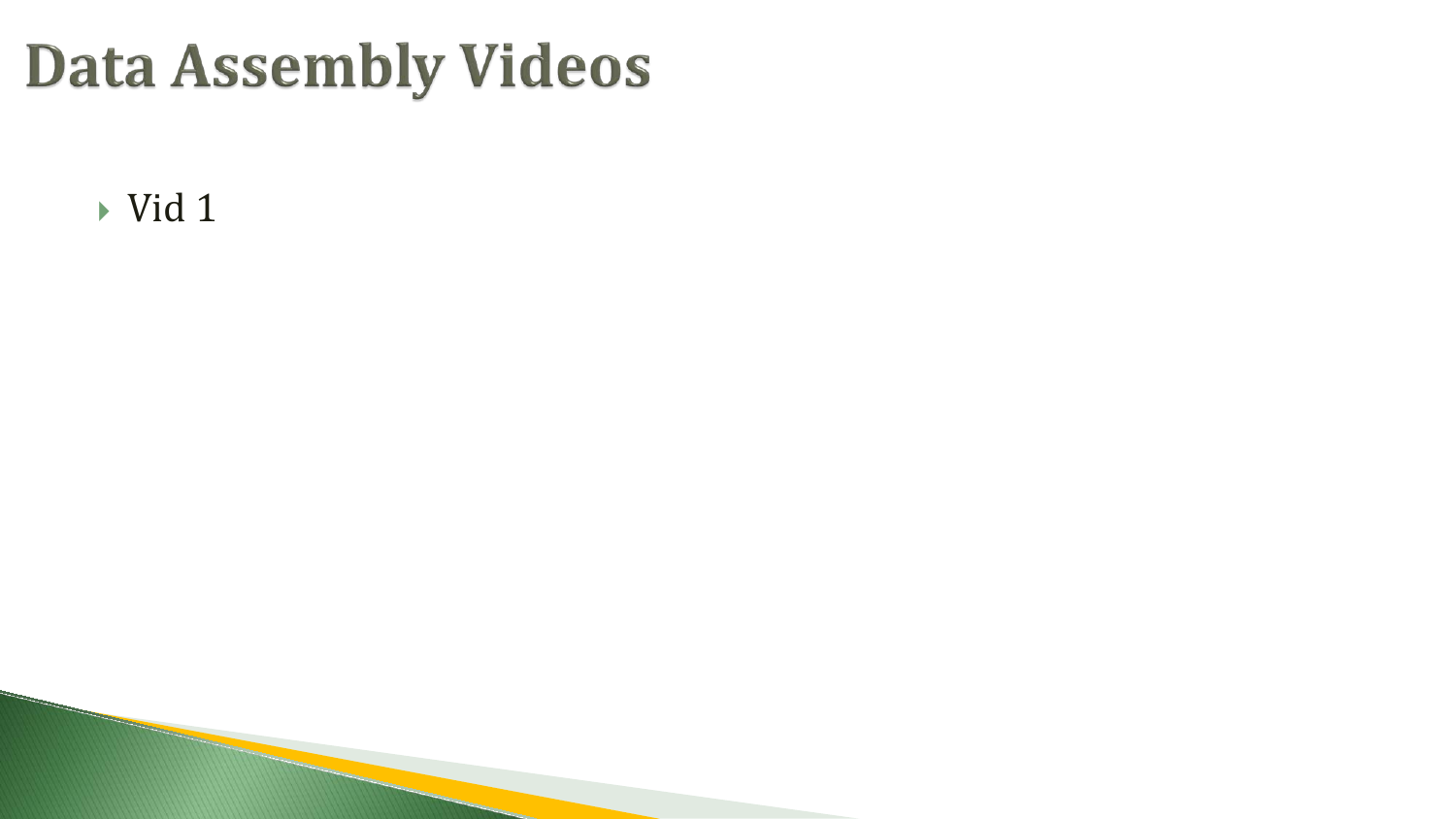# Data Assembly Videos

- Vid 1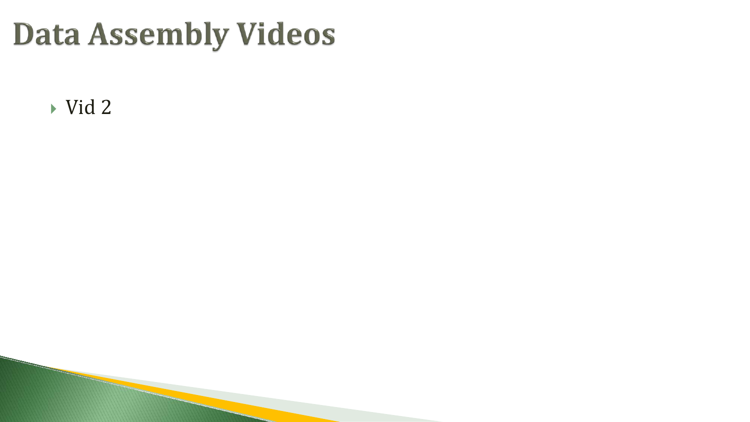# Data Assembly Videos

- Vid 2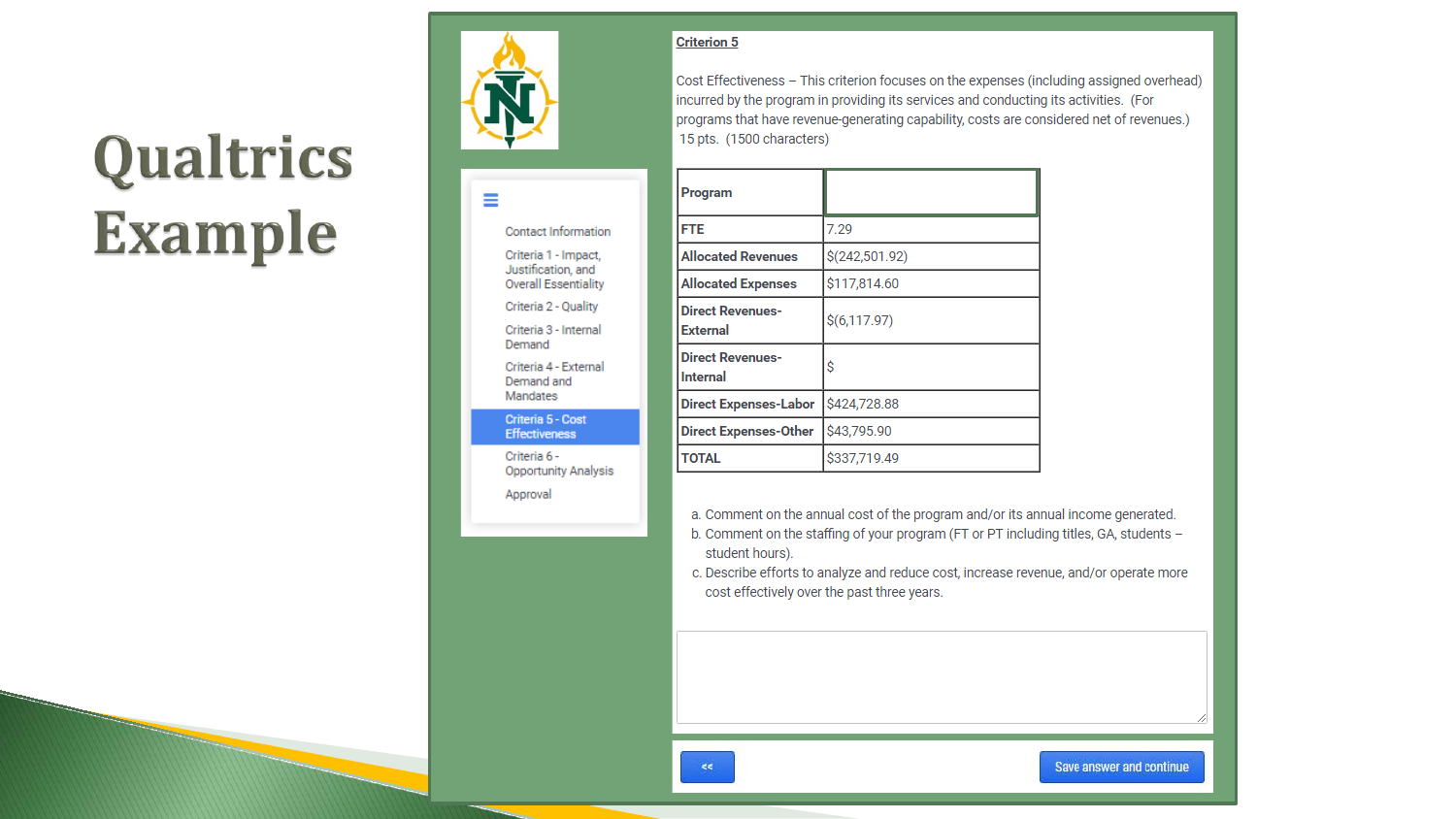# Qualtrics Example

- Contact Information
- Criteria 1 - Impact, Justification, and Overall Essentiality
- Criteria 2 - Quality
- Criteria 3 - Internal Demand
- Criteria 4 - External Demand and Mandates
- Criteria 5 - Cost Effectiveness
- Criteria 6 - Opportunity Analysis
- Approval

**Criterion 5**

Cost Effectiveness – This criterion focuses on the expenses (including assigned overhead) incurred by the program in providing its services and conducting its activities. (For programs that have revenue-generating capability, costs are considered net of revenues.) 15 pts. (1500 characters)

| **Program** | |
|---|---|
| **FTE** | 7.29 |
| **Allocated Revenues** | $(242,501.92) |
| **Allocated Expenses** | $117,814.60 |
| **Direct Revenues-External** | $(6,117.97) |
| **Direct Revenues-Internal** | $ |
| **Direct Expenses-Labor** | $424,728.88 |
| **Direct Expenses-Other** | $43,795.90 |
| **TOTAL** | $337,719.49 |

a. Comment on the annual cost of the program and/or its annual income generated.
b. Comment on the staffing of your program (FT or PT including titles, GA, students – student hours).
c. Describe efforts to analyze and reduce cost, increase revenue, and/or operate more cost effectively over the past three years.

<< | Save answer and continue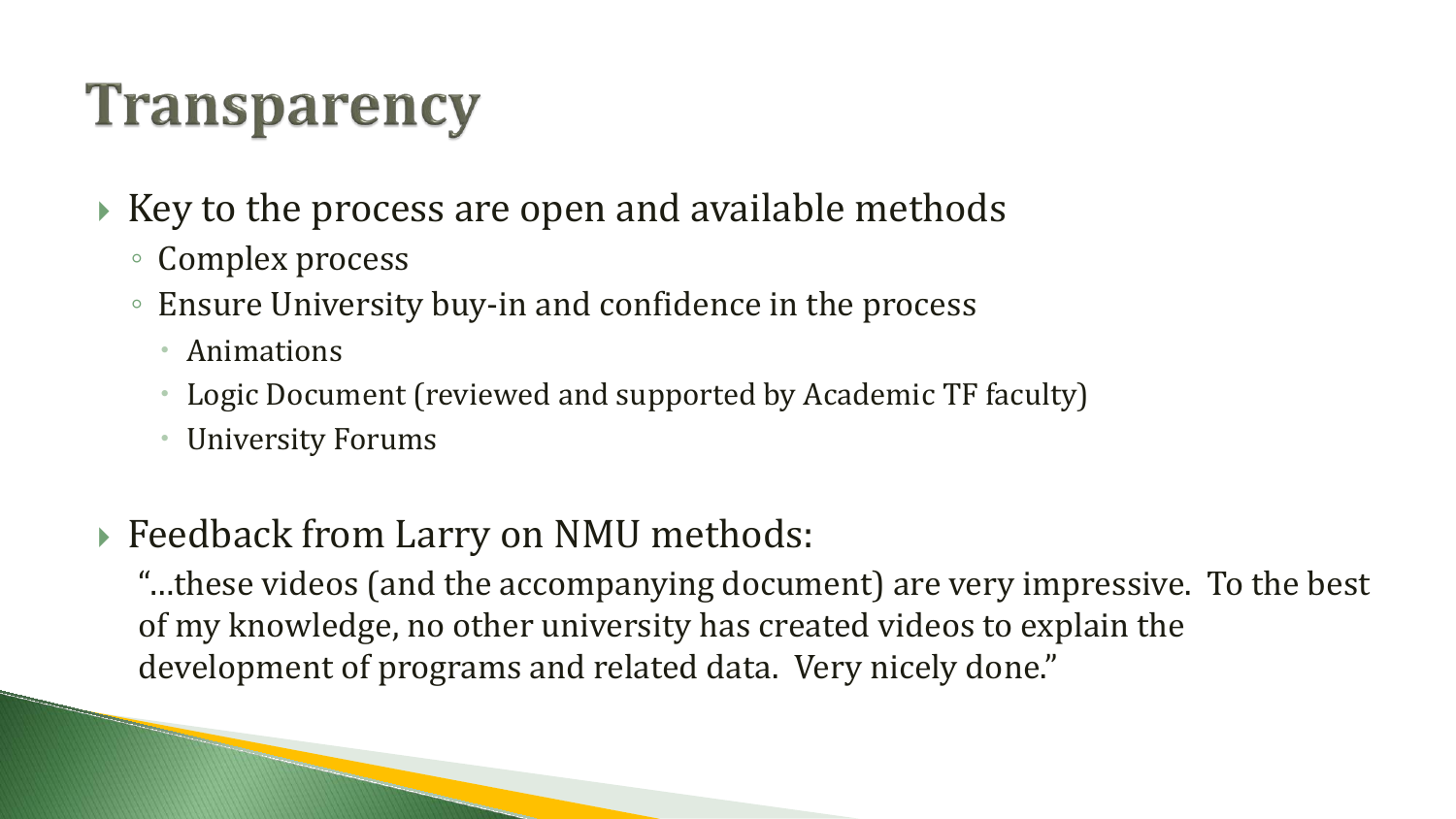# Transparency

- Key to the process are open and available methods
  - Complex process
  - Ensure University buy-in and confidence in the process
    - Animations
    - Logic Document (reviewed and supported by Academic TF faculty)
    - University Forums

- Feedback from Larry on NMU methods:

  "…these videos (and the accompanying document) are very impressive. To the best of my knowledge, no other university has created videos to explain the development of programs and related data. Very nicely done."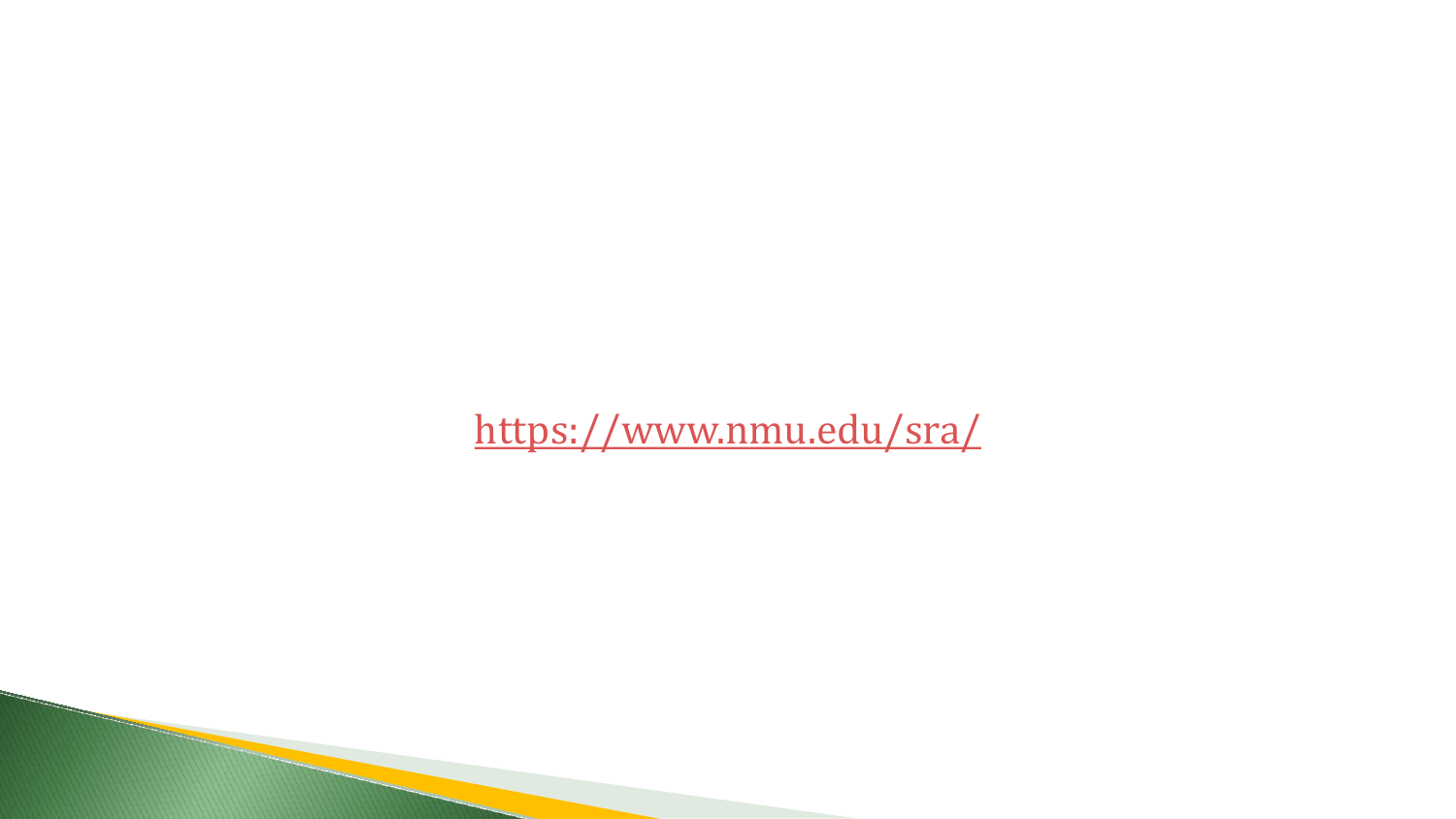https://www.nmu.edu/sra/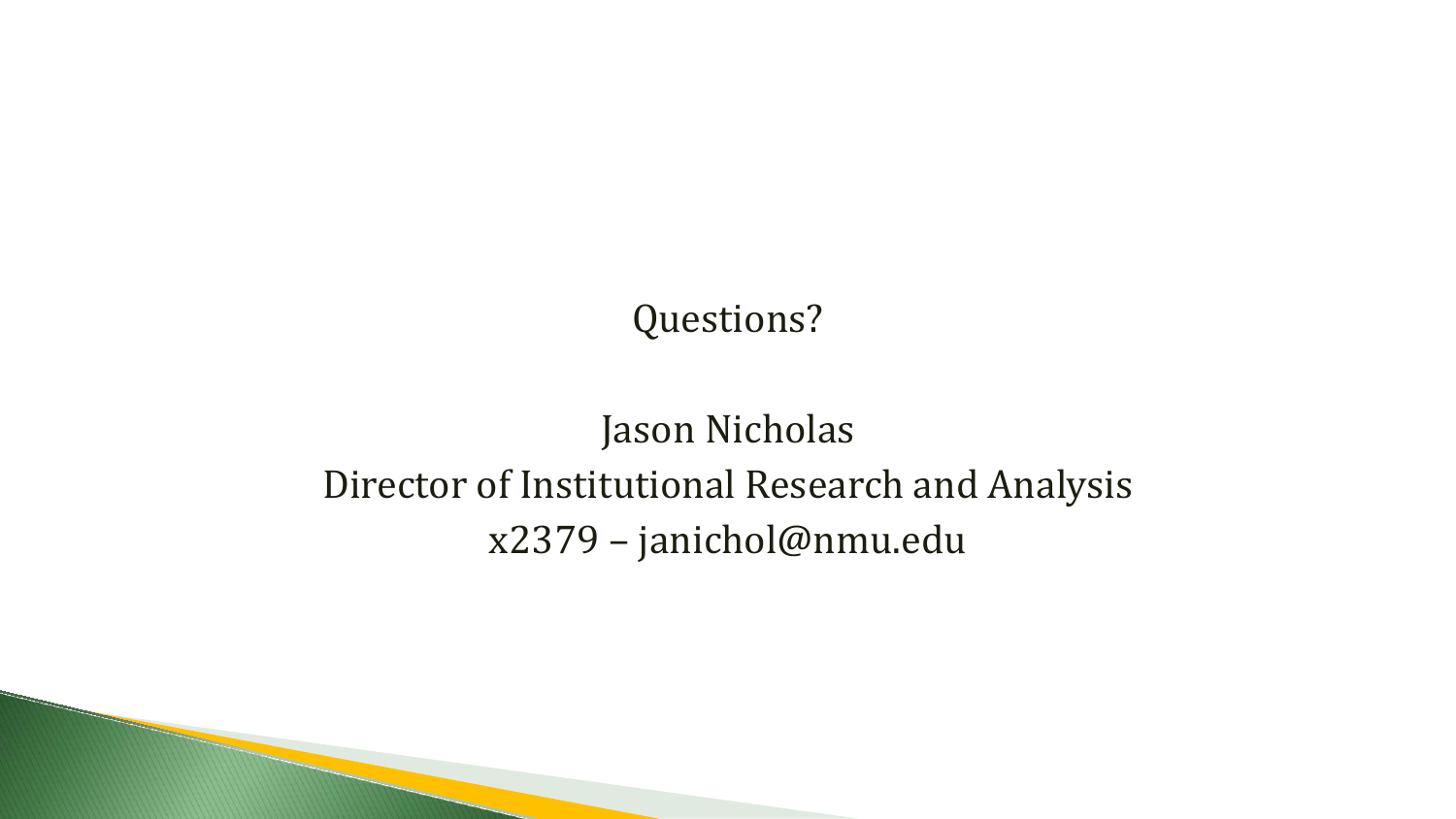Questions?

Jason Nicholas

Director of Institutional Research and Analysis

x2379 – janichol@nmu.edu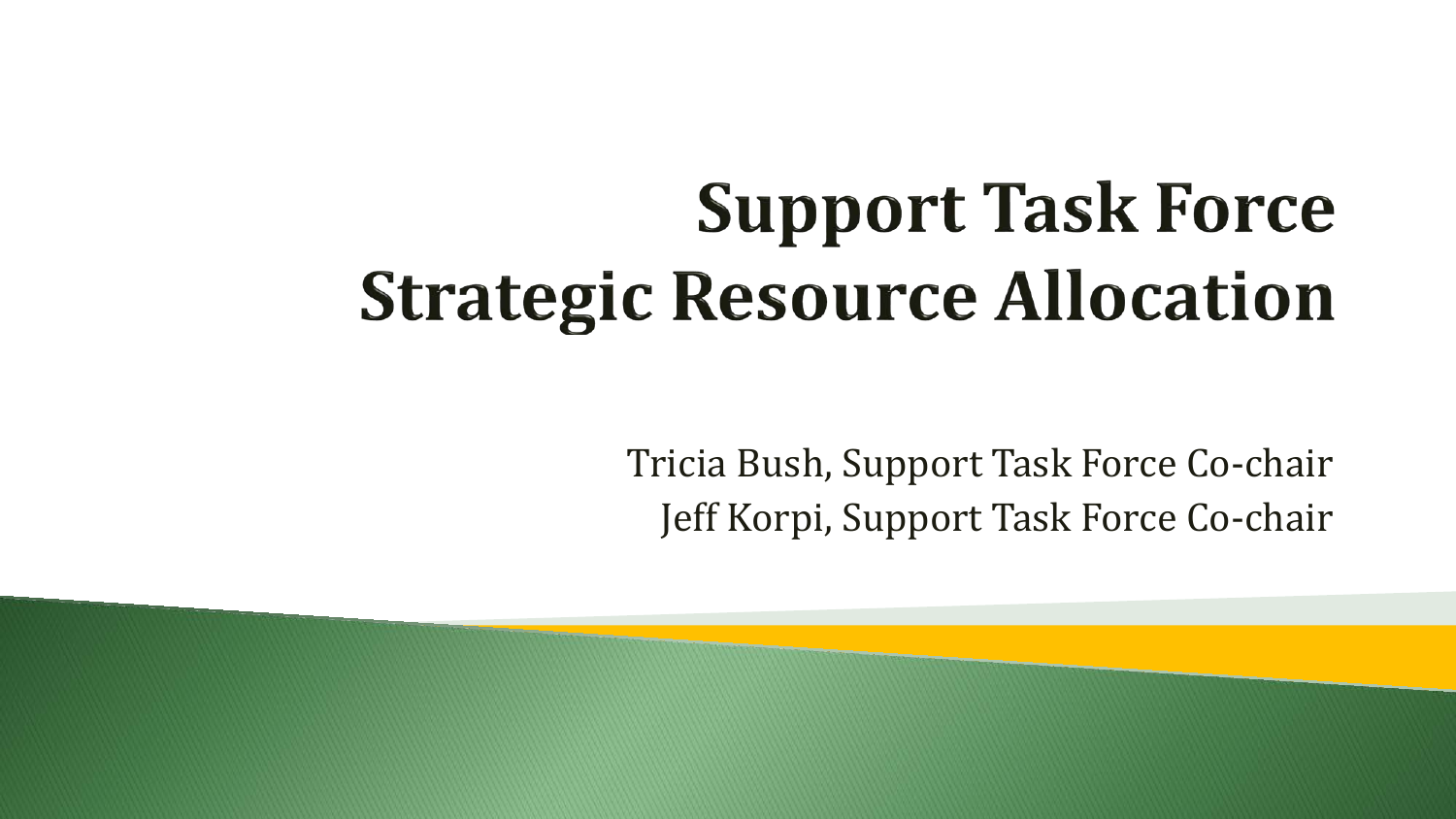# Support Task Force
# Strategic Resource Allocation

Tricia Bush, Support Task Force Co-chair
Jeff Korpi, Support Task Force Co-chair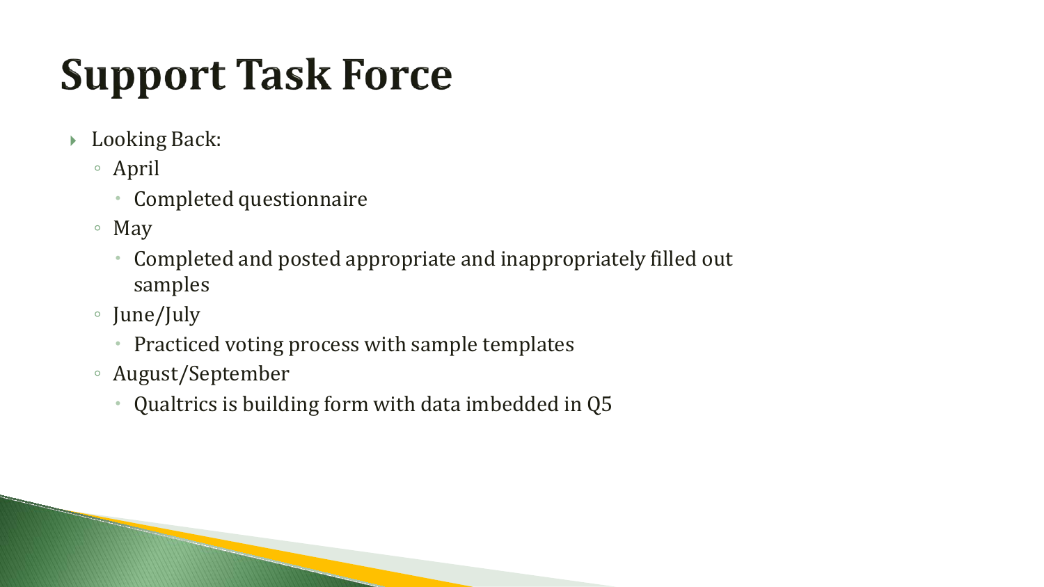# Support Task Force

- Looking Back:
  - April
    - Completed questionnaire
  - May
    - Completed and posted appropriate and inappropriately filled out samples
  - June/July
    - Practiced voting process with sample templates
  - August/September
    - Qualtrics is building form with data imbedded in Q5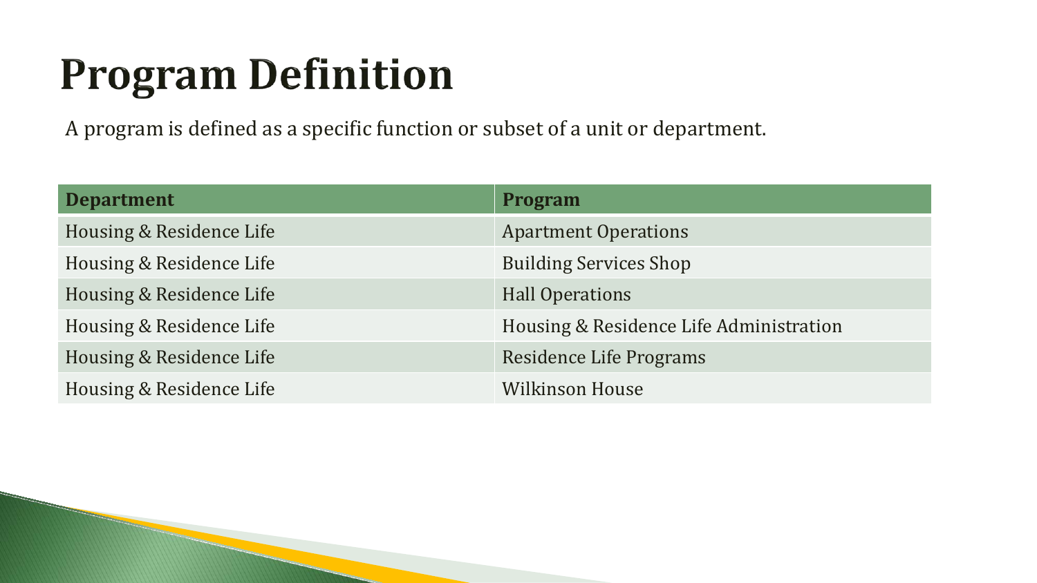# Program Definition

A program is defined as a specific function or subset of a unit or department.

| Department | Program |
|---|---|
| Housing & Residence Life | Apartment Operations |
| Housing & Residence Life | Building Services Shop |
| Housing & Residence Life | Hall Operations |
| Housing & Residence Life | Housing & Residence Life Administration |
| Housing & Residence Life | Residence Life Programs |
| Housing & Residence Life | Wilkinson House |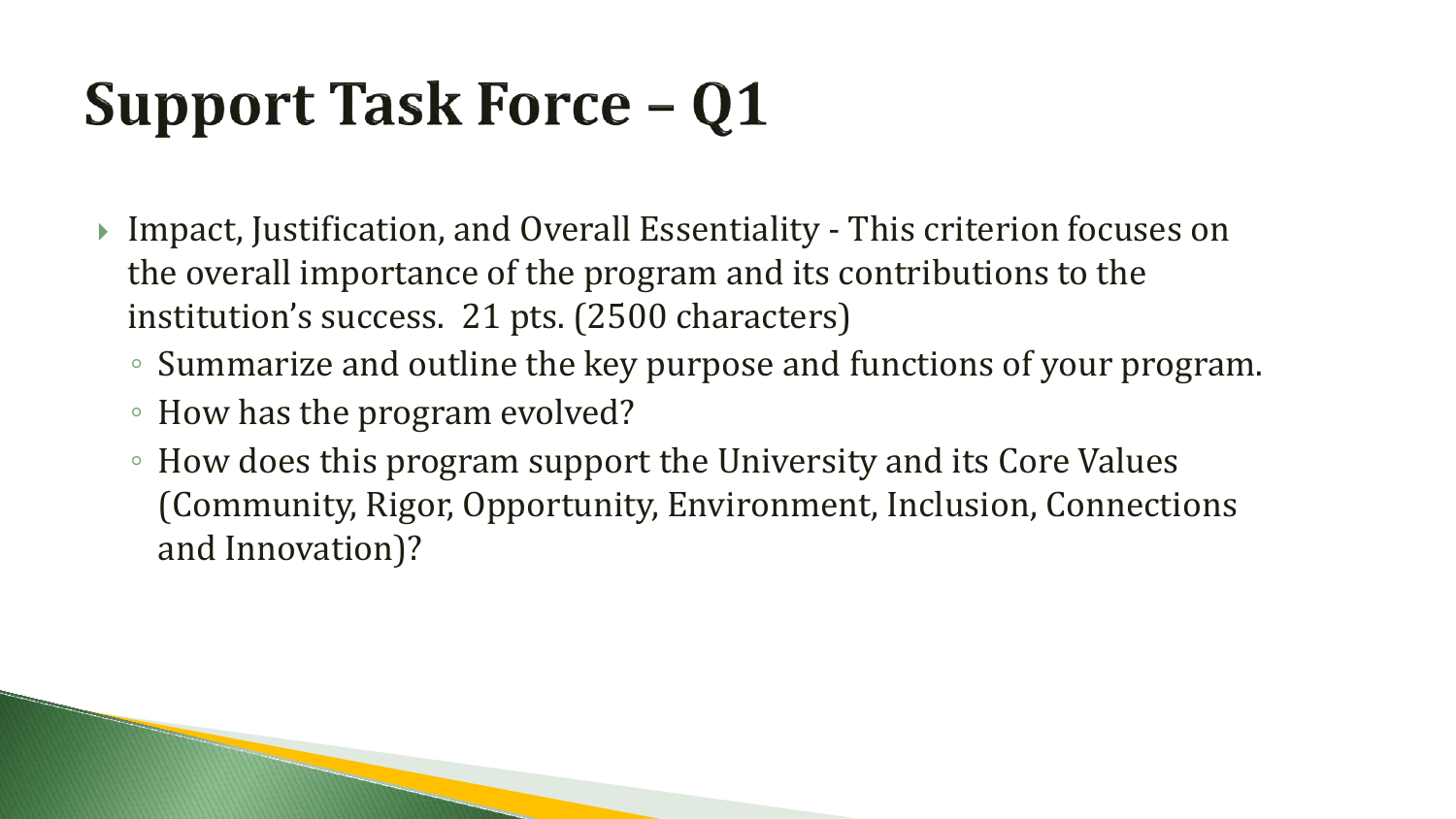# Support Task Force – Q1

- Impact, Justification, and Overall Essentiality - This criterion focuses on the overall importance of the program and its contributions to the institution's success. 21 pts. (2500 characters)
  - Summarize and outline the key purpose and functions of your program.
  - How has the program evolved?
  - How does this program support the University and its Core Values (Community, Rigor, Opportunity, Environment, Inclusion, Connections and Innovation)?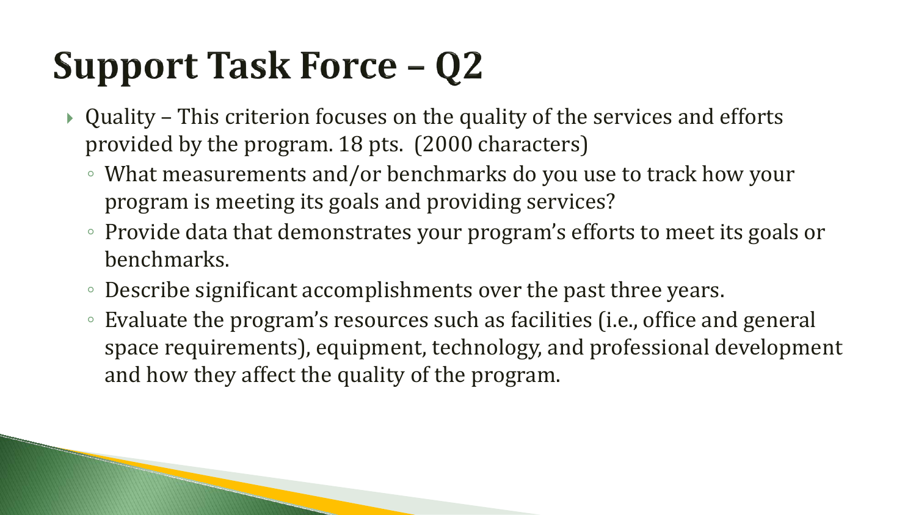# Support Task Force – Q2

- Quality – This criterion focuses on the quality of the services and efforts provided by the program. 18 pts. (2000 characters)
  - What measurements and/or benchmarks do you use to track how your program is meeting its goals and providing services?
  - Provide data that demonstrates your program's efforts to meet its goals or benchmarks.
  - Describe significant accomplishments over the past three years.
  - Evaluate the program's resources such as facilities (i.e., office and general space requirements), equipment, technology, and professional development and how they affect the quality of the program.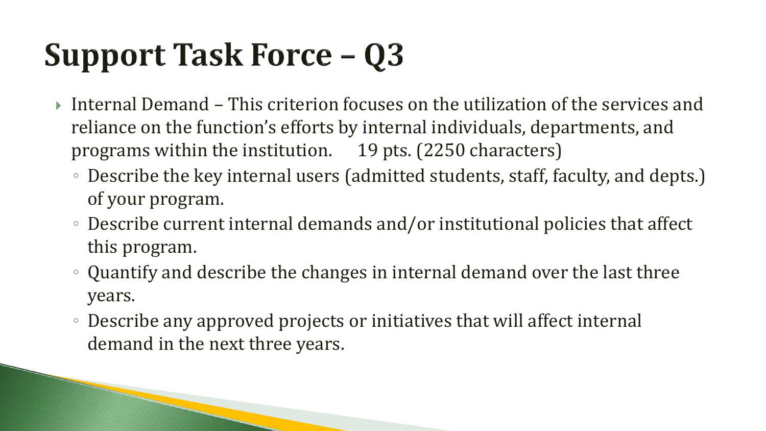# Support Task Force – Q3

- Internal Demand – This criterion focuses on the utilization of the services and reliance on the function's efforts by internal individuals, departments, and programs within the institution. 19 pts. (2250 characters)
  - Describe the key internal users (admitted students, staff, faculty, and depts.) of your program.
  - Describe current internal demands and/or institutional policies that affect this program.
  - Quantify and describe the changes in internal demand over the last three years.
  - Describe any approved projects or initiatives that will affect internal demand in the next three years.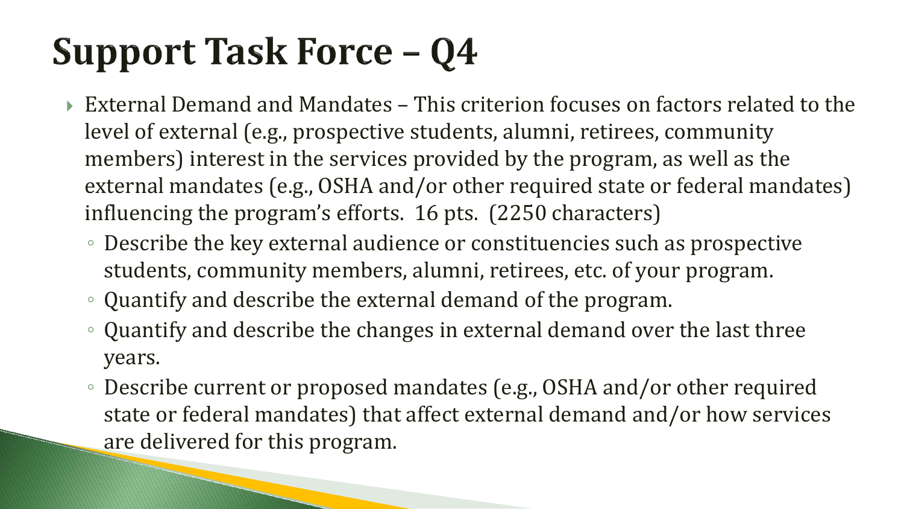# Support Task Force – Q4

- External Demand and Mandates – This criterion focuses on factors related to the level of external (e.g., prospective students, alumni, retirees, community members) interest in the services provided by the program, as well as the external mandates (e.g., OSHA and/or other required state or federal mandates) influencing the program's efforts. 16 pts. (2250 characters)
  - Describe the key external audience or constituencies such as prospective students, community members, alumni, retirees, etc. of your program.
  - Quantify and describe the external demand of the program.
  - Quantify and describe the changes in external demand over the last three years.
  - Describe current or proposed mandates (e.g., OSHA and/or other required state or federal mandates) that affect external demand and/or how services are delivered for this program.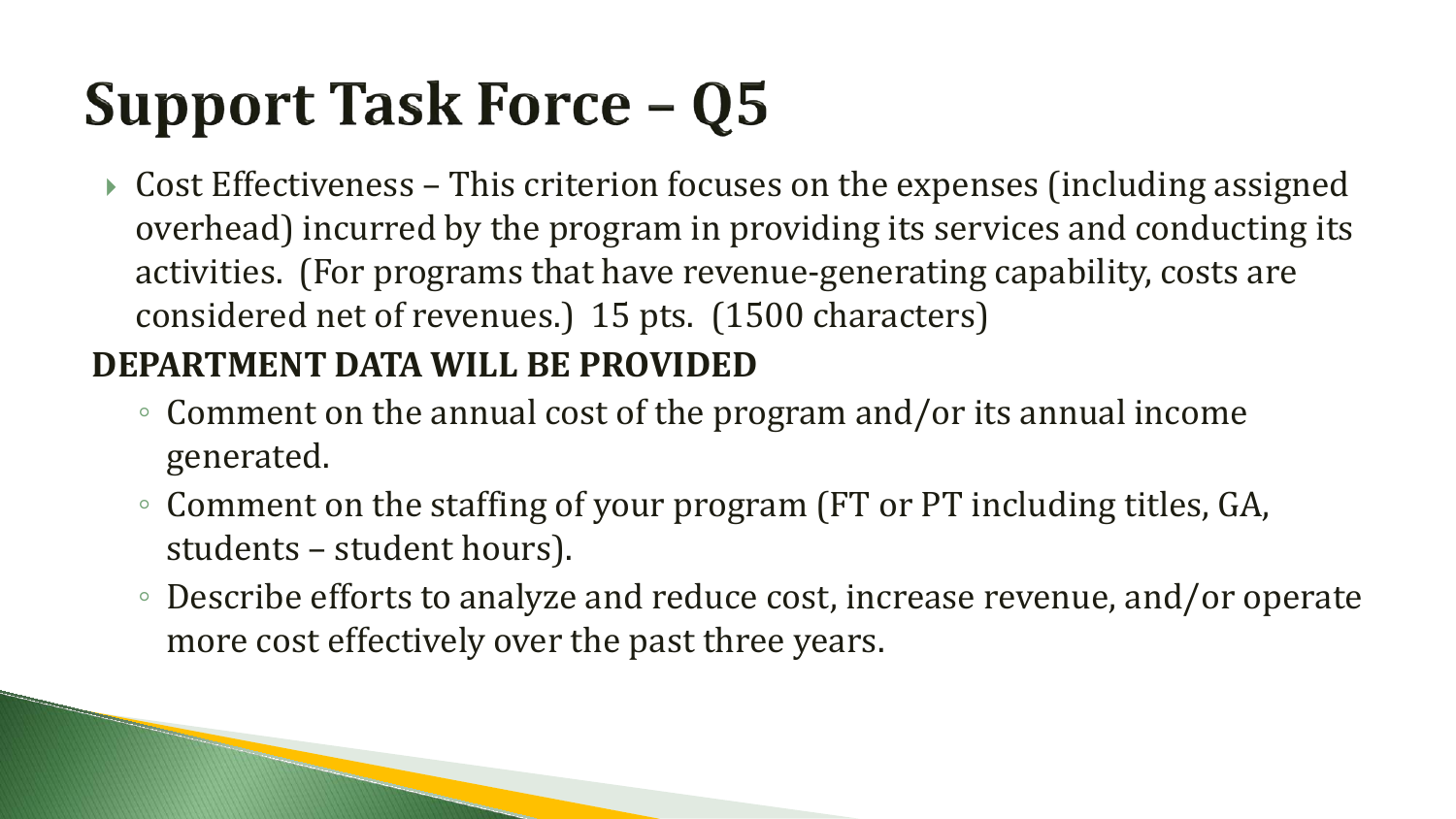# Support Task Force – Q5

- Cost Effectiveness – This criterion focuses on the expenses (including assigned overhead) incurred by the program in providing its services and conducting its activities. (For programs that have revenue-generating capability, costs are considered net of revenues.) 15 pts. (1500 characters)

**DEPARTMENT DATA WILL BE PROVIDED**

  - Comment on the annual cost of the program and/or its annual income generated.
  - Comment on the staffing of your program (FT or PT including titles, GA, students – student hours).
  - Describe efforts to analyze and reduce cost, increase revenue, and/or operate more cost effectively over the past three years.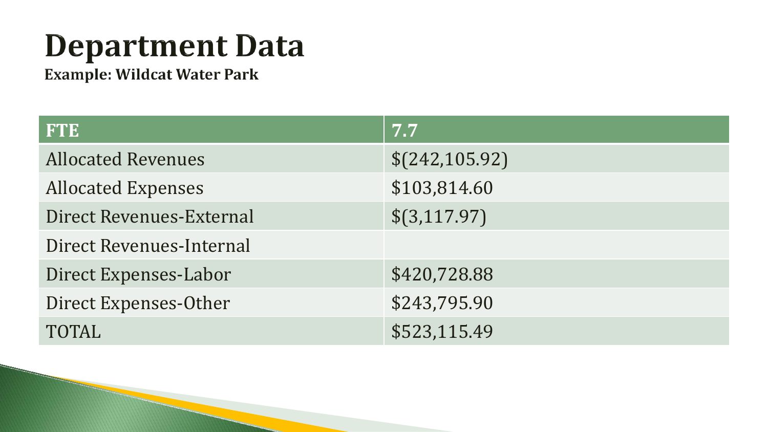# Department Data

**Example: Wildcat Water Park**

| FTE | 7.7 |
|---|---|
| Allocated Revenues | $(242,105.92) |
| Allocated Expenses | $103,814.60 |
| Direct Revenues-External | $(3,117.97) |
| Direct Revenues-Internal | |
| Direct Expenses-Labor | $420,728.88 |
| Direct Expenses-Other | $243,795.90 |
| TOTAL | $523,115.49 |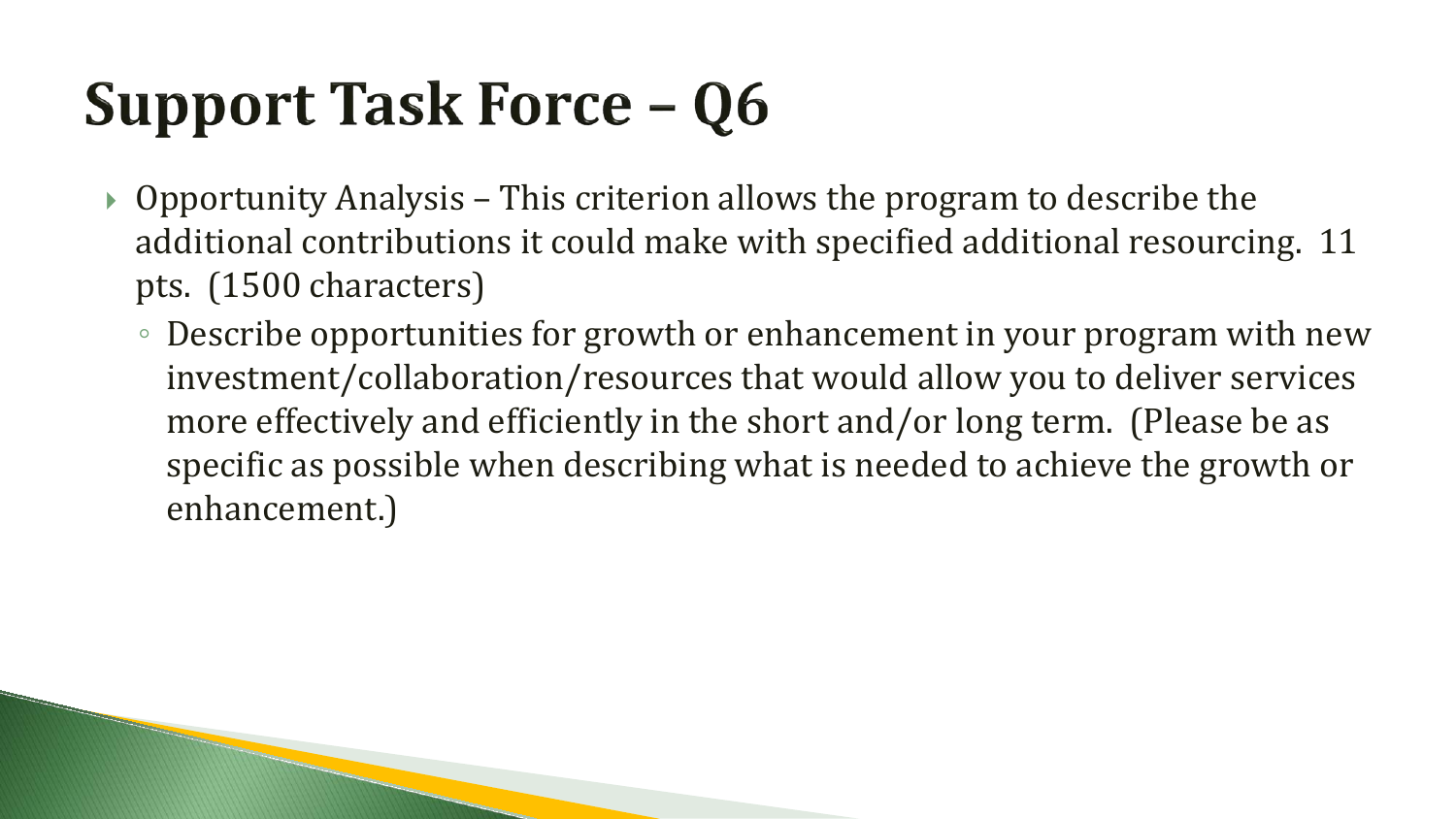# Support Task Force – Q6

- Opportunity Analysis – This criterion allows the program to describe the additional contributions it could make with specified additional resourcing. 11 pts. (1500 characters)
  - Describe opportunities for growth or enhancement in your program with new investment/collaboration/resources that would allow you to deliver services more effectively and efficiently in the short and/or long term. (Please be as specific as possible when describing what is needed to achieve the growth or enhancement.)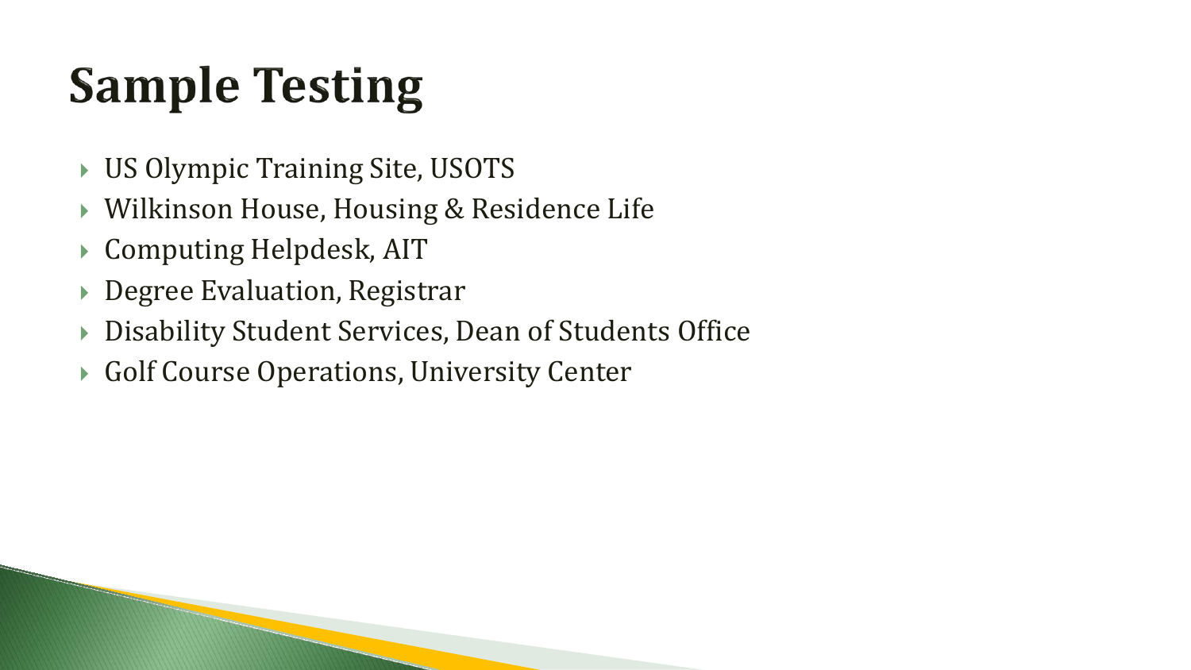# Sample Testing

- US Olympic Training Site, USOTS
- Wilkinson House, Housing & Residence Life
- Computing Helpdesk, AIT
- Degree Evaluation, Registrar
- Disability Student Services, Dean of Students Office
- Golf Course Operations, University Center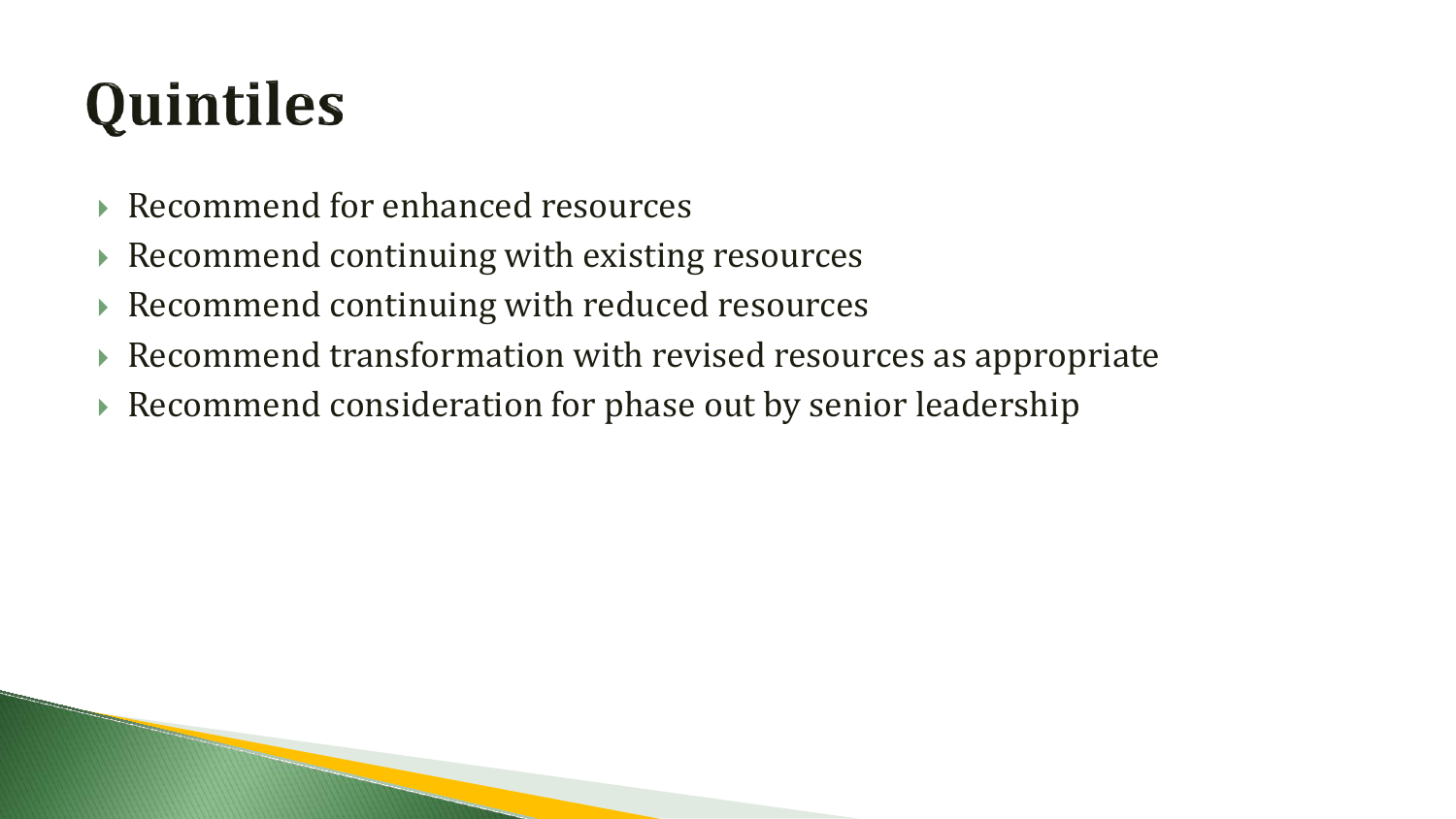# Quintiles

- Recommend for enhanced resources
- Recommend continuing with existing resources
- Recommend continuing with reduced resources
- Recommend transformation with revised resources as appropriate
- Recommend consideration for phase out by senior leadership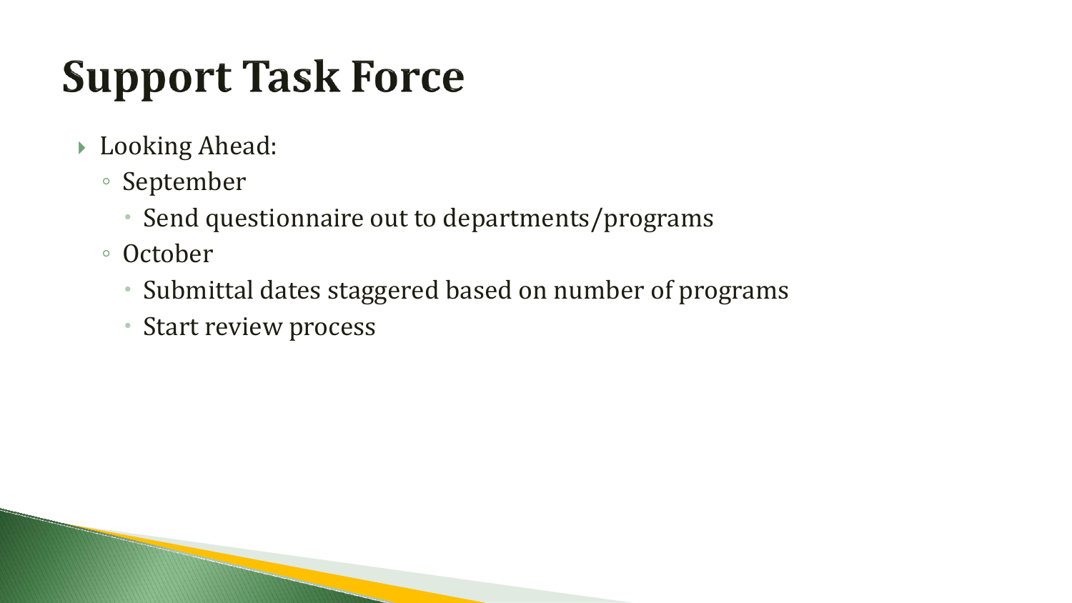# Support Task Force

- Looking Ahead:
  - September
    - Send questionnaire out to departments/programs
  - October
    - Submittal dates staggered based on number of programs
    - Start review process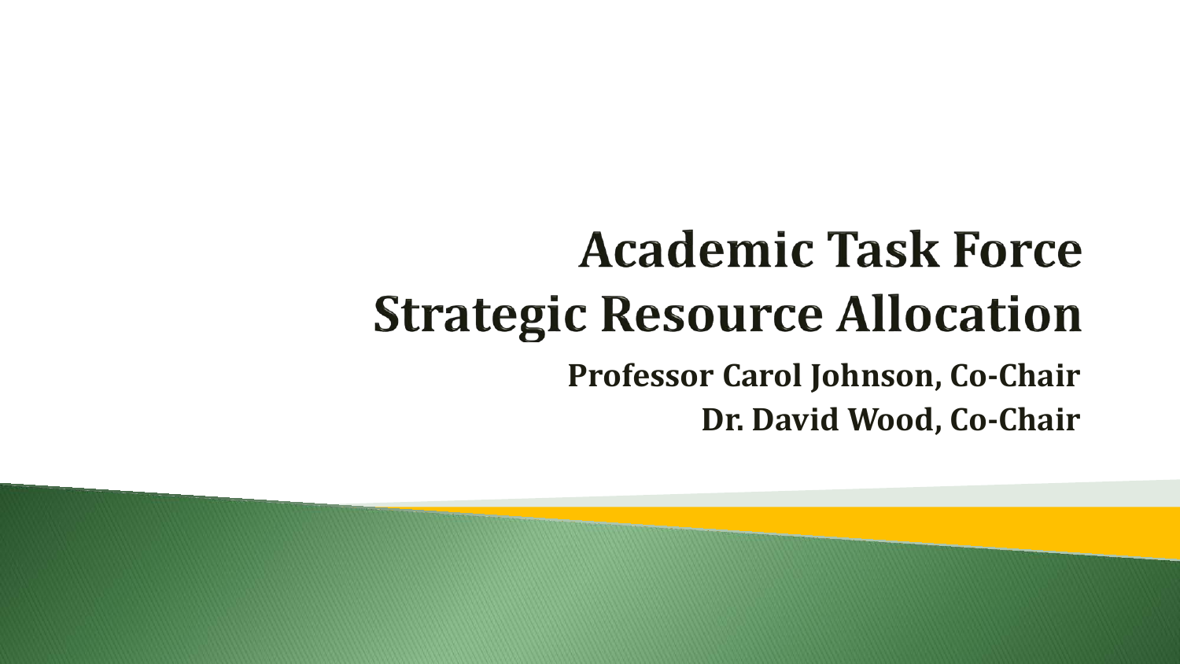# Academic Task Force
# Strategic Resource Allocation

**Professor Carol Johnson, Co-Chair**

**Dr. David Wood, Co-Chair**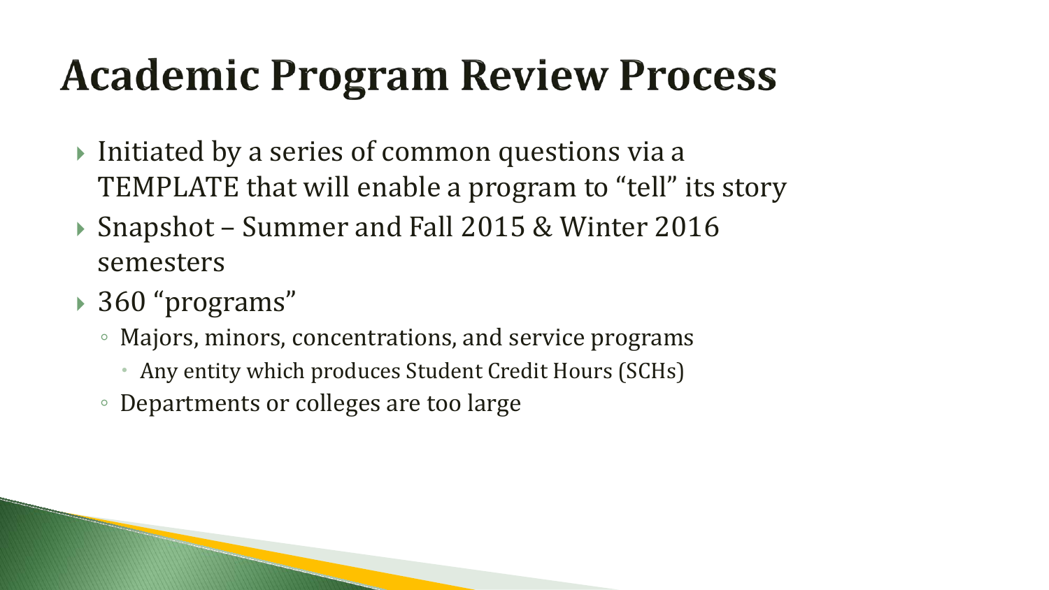# Academic Program Review Process

- Initiated by a series of common questions via a TEMPLATE that will enable a program to "tell" its story
- Snapshot – Summer and Fall 2015 & Winter 2016 semesters
- 360 "programs"
  - Majors, minors, concentrations, and service programs
    - Any entity which produces Student Credit Hours (SCHs)
  - Departments or colleges are too large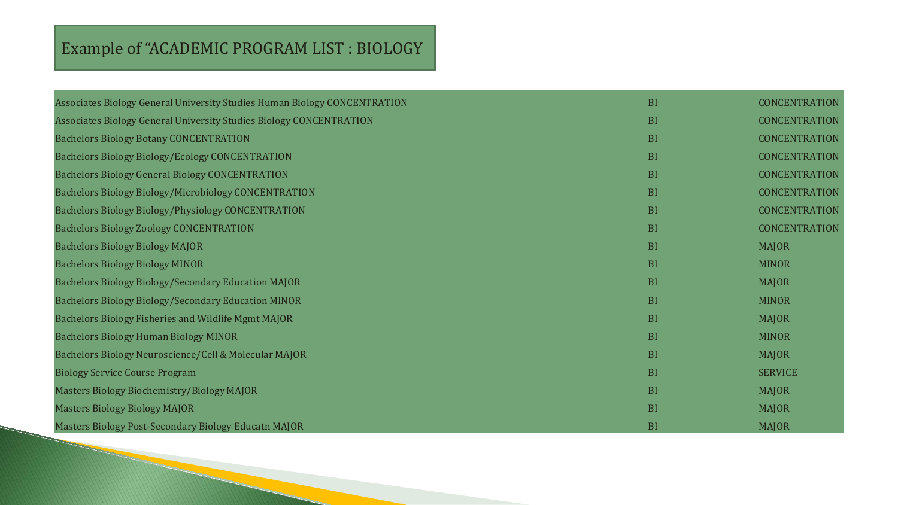# Example of "ACADEMIC PROGRAM LIST : BIOLOGY

| | | |
|---|---|---|
| Associates Biology General University Studies Human Biology CONCENTRATION | BI | CONCENTRATION |
| Associates Biology General University Studies Biology CONCENTRATION | BI | CONCENTRATION |
| Bachelors Biology Botany CONCENTRATION | BI | CONCENTRATION |
| Bachelors Biology Biology/Ecology CONCENTRATION | BI | CONCENTRATION |
| Bachelors Biology General Biology CONCENTRATION | BI | CONCENTRATION |
| Bachelors Biology Biology/Microbiology CONCENTRATION | BI | CONCENTRATION |
| Bachelors Biology Biology/Physiology CONCENTRATION | BI | CONCENTRATION |
| Bachelors Biology Zoology CONCENTRATION | BI | CONCENTRATION |
| Bachelors Biology Biology MAJOR | BI | MAJOR |
| Bachelors Biology Biology MINOR | BI | MINOR |
| Bachelors Biology Biology/Secondary Education MAJOR | BI | MAJOR |
| Bachelors Biology Biology/Secondary Education MINOR | BI | MINOR |
| Bachelors Biology Fisheries and Wildlife Mgmt MAJOR | BI | MAJOR |
| Bachelors Biology Human Biology MINOR | BI | MINOR |
| Bachelors Biology Neuroscience/Cell & Molecular MAJOR | BI | MAJOR |
| Biology Service Course Program | BI | SERVICE |
| Masters Biology Biochemistry/Biology MAJOR | BI | MAJOR |
| Masters Biology Biology MAJOR | BI | MAJOR |
| Masters Biology Post-Secondary Biology Educatn MAJOR | BI | MAJOR |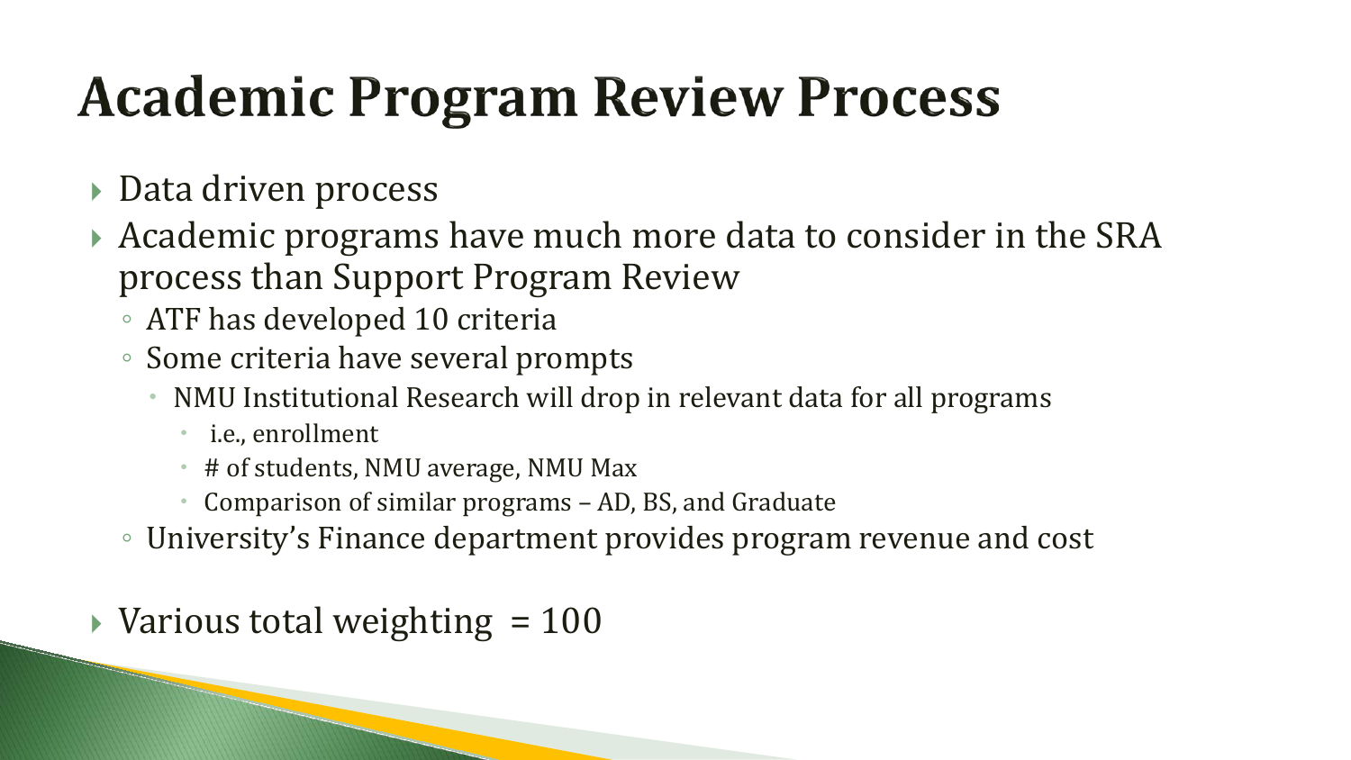# Academic Program Review Process

- Data driven process
- Academic programs have much more data to consider in the SRA process than Support Program Review
  - ATF has developed 10 criteria
  - Some criteria have several prompts
    - NMU Institutional Research will drop in relevant data for all programs
      - i.e., enrollment
      - # of students, NMU average, NMU Max
      - Comparison of similar programs – AD, BS, and Graduate
  - University's Finance department provides program revenue and cost
- Various total weighting = 100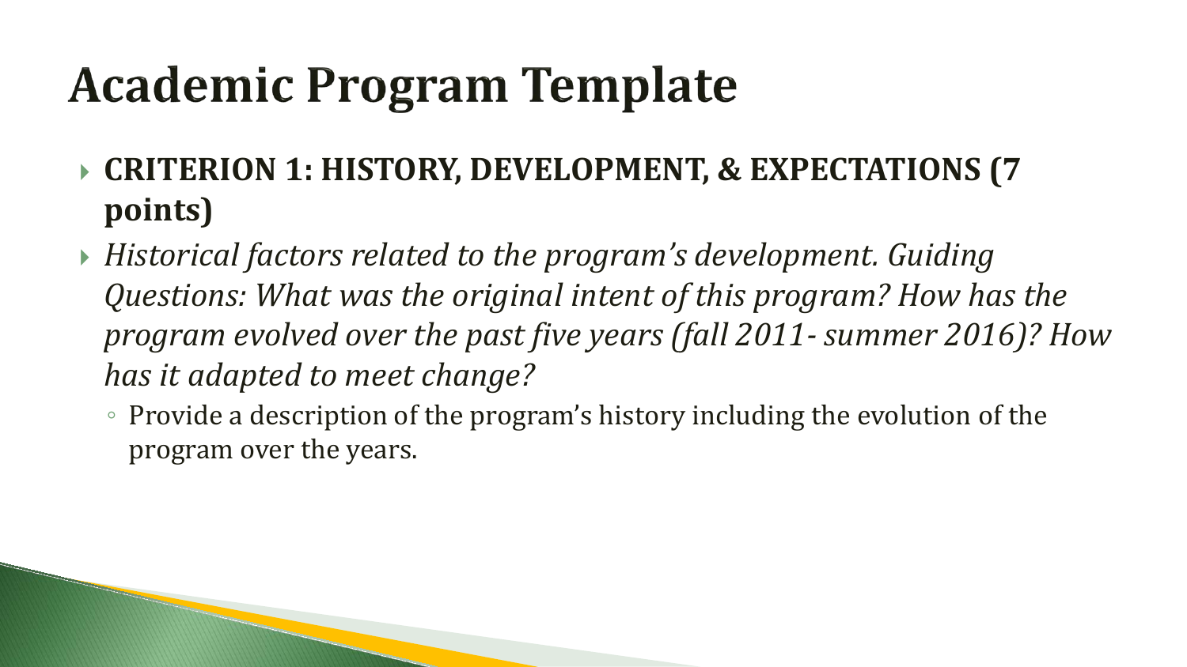# Academic Program Template

- **CRITERION 1: HISTORY, DEVELOPMENT, & EXPECTATIONS (7 points)**
- *Historical factors related to the program's development. Guiding Questions: What was the original intent of this program? How has the program evolved over the past five years (fall 2011- summer 2016)? How has it adapted to meet change?*
  - Provide a description of the program's history including the evolution of the program over the years.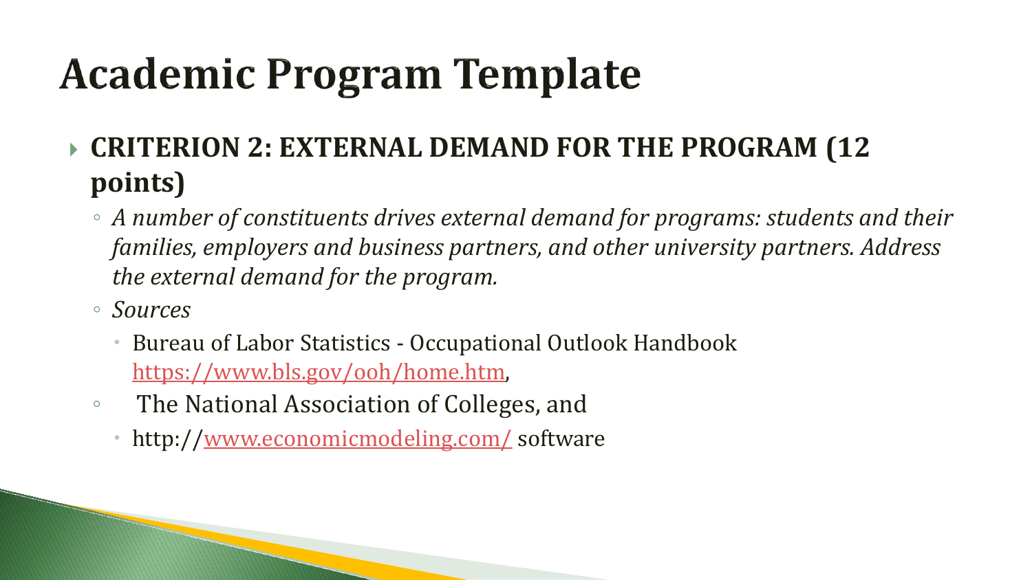# Academic Program Template

- **CRITERION 2: EXTERNAL DEMAND FOR THE PROGRAM (12 points)**
  - *A number of constituents drives external demand for programs: students and their families, employers and business partners, and other university partners. Address the external demand for the program.*
  - *Sources*
    - Bureau of Labor Statistics - Occupational Outlook Handbook https://www.bls.gov/ooh/home.htm,
  - The National Association of Colleges, and
    - http://www.economicmodeling.com/ software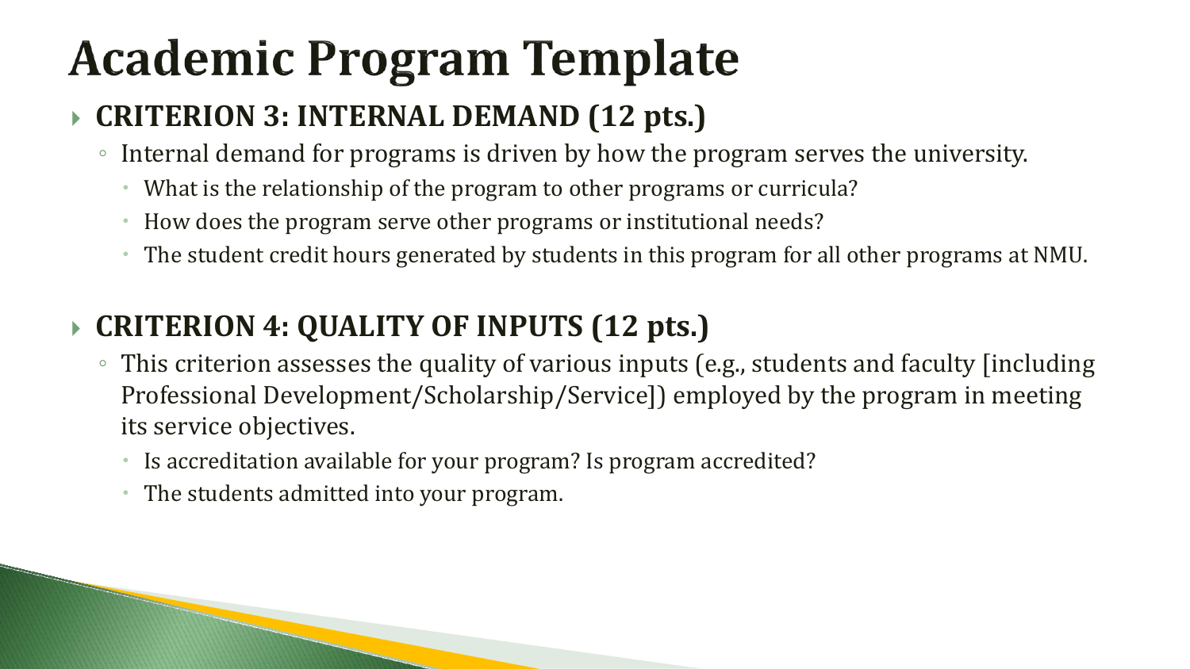# Academic Program Template

- **CRITERION 3: INTERNAL DEMAND (12 pts.)**
  - Internal demand for programs is driven by how the program serves the university.
    - What is the relationship of the program to other programs or curricula?
    - How does the program serve other programs or institutional needs?
    - The student credit hours generated by students in this program for all other programs at NMU.

- **CRITERION 4: QUALITY OF INPUTS (12 pts.)**
  - This criterion assesses the quality of various inputs (e.g., students and faculty [including Professional Development/Scholarship/Service]) employed by the program in meeting its service objectives.
    - Is accreditation available for your program? Is program accredited?
    - The students admitted into your program.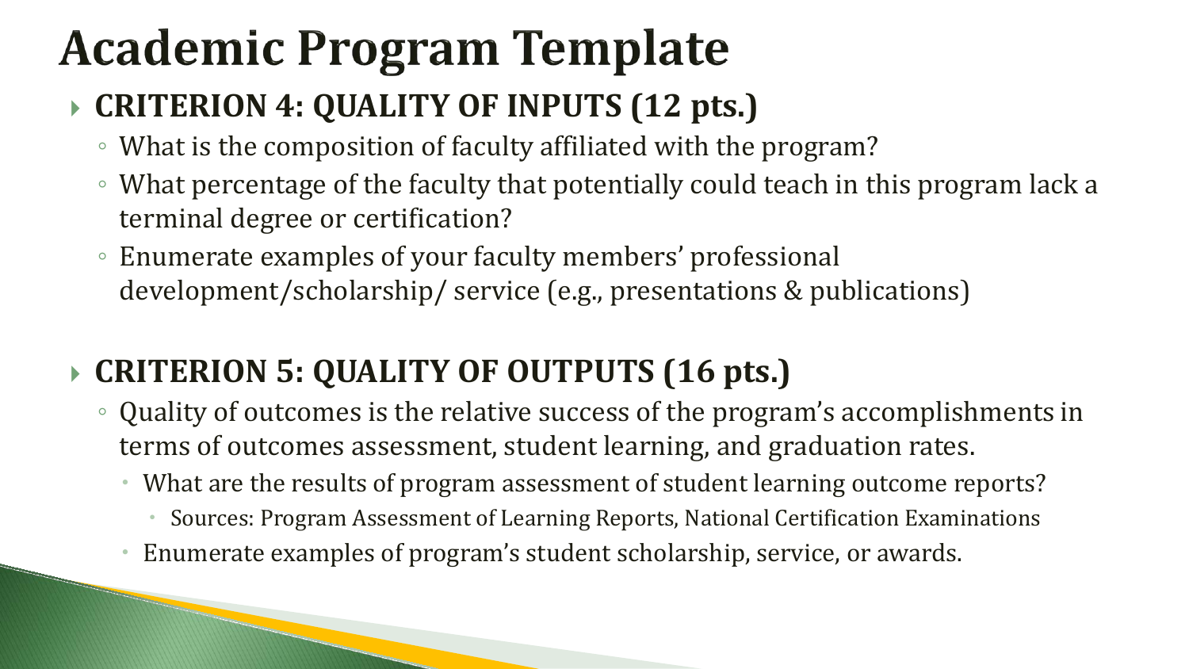# Academic Program Template

- **CRITERION 4: QUALITY OF INPUTS (12 pts.)**
  - What is the composition of faculty affiliated with the program?
  - What percentage of the faculty that potentially could teach in this program lack a terminal degree or certification?
  - Enumerate examples of your faculty members' professional development/scholarship/ service (e.g., presentations & publications)

- **CRITERION 5: QUALITY OF OUTPUTS (16 pts.)**
  - Quality of outcomes is the relative success of the program's accomplishments in terms of outcomes assessment, student learning, and graduation rates.
    - What are the results of program assessment of student learning outcome reports?
      - Sources: Program Assessment of Learning Reports, National Certification Examinations
    - Enumerate examples of program's student scholarship, service, or awards.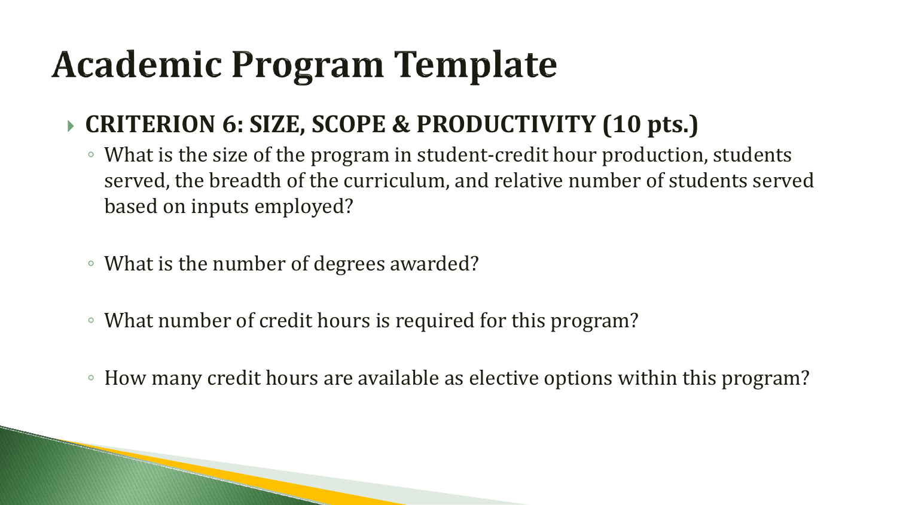# Academic Program Template

- **CRITERION 6: SIZE, SCOPE & PRODUCTIVITY (10 pts.)**
  - What is the size of the program in student-credit hour production, students served, the breadth of the curriculum, and relative number of students served based on inputs employed?
  - What is the number of degrees awarded?
  - What number of credit hours is required for this program?
  - How many credit hours are available as elective options within this program?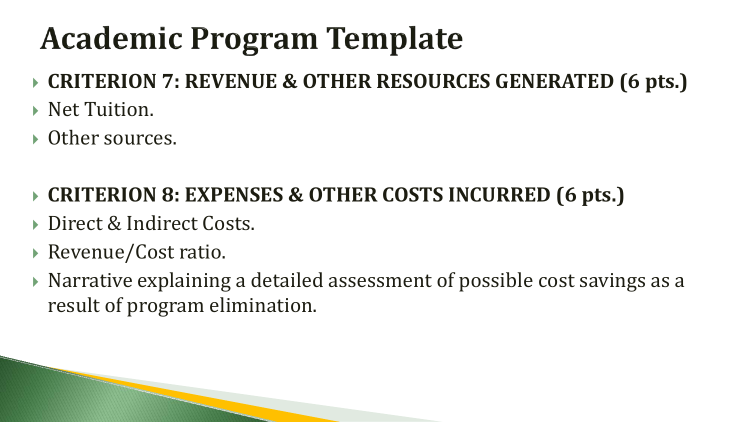# Academic Program Template

- **CRITERION 7: REVENUE & OTHER RESOURCES GENERATED (6 pts.)**
- Net Tuition.
- Other sources.

- **CRITERION 8: EXPENSES & OTHER COSTS INCURRED (6 pts.)**
- Direct & Indirect Costs.
- Revenue/Cost ratio.
- Narrative explaining a detailed assessment of possible cost savings as a result of program elimination.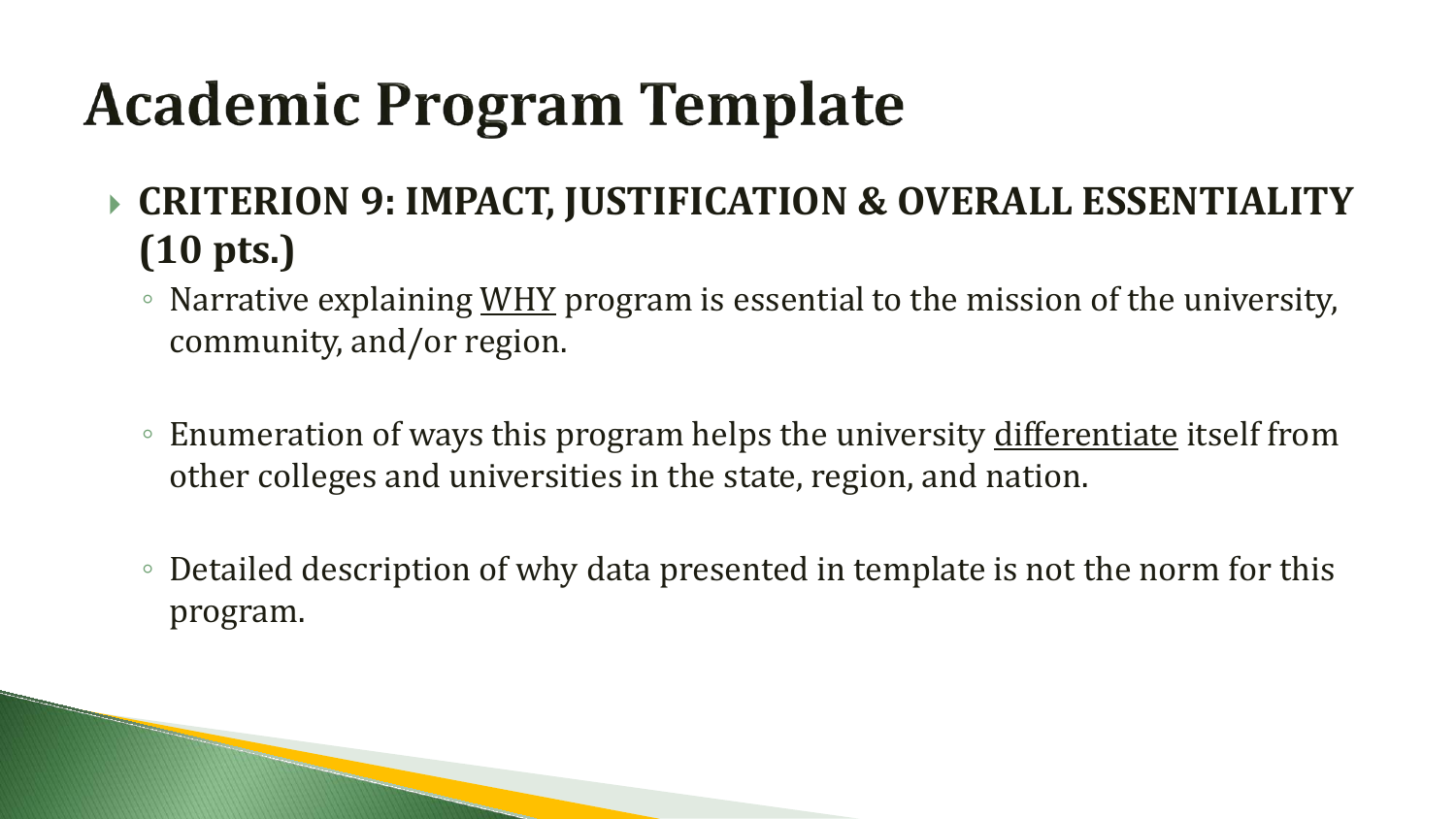# Academic Program Template

- **CRITERION 9: IMPACT, JUSTIFICATION & OVERALL ESSENTIALITY (10 pts.)**
  - Narrative explaining <u>WHY</u> program is essential to the mission of the university, community, and/or region.
  - Enumeration of ways this program helps the university <u>differentiate</u> itself from other colleges and universities in the state, region, and nation.
  - Detailed description of why data presented in template is not the norm for this program.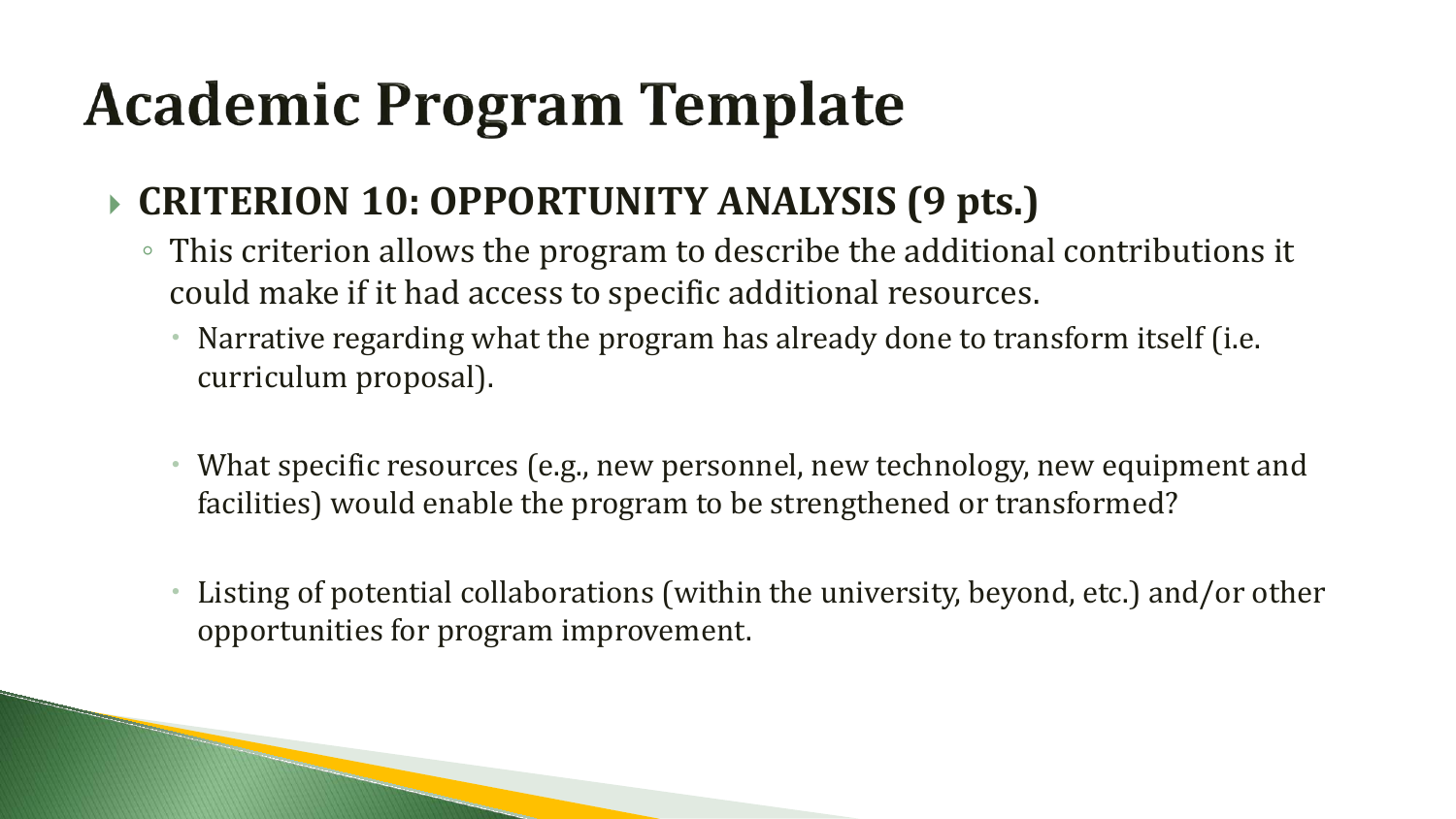# Academic Program Template

- **CRITERION 10: OPPORTUNITY ANALYSIS (9 pts.)**
  - This criterion allows the program to describe the additional contributions it could make if it had access to specific additional resources.
    - Narrative regarding what the program has already done to transform itself (i.e. curriculum proposal).
    - What specific resources (e.g., new personnel, new technology, new equipment and facilities) would enable the program to be strengthened or transformed?
    - Listing of potential collaborations (within the university, beyond, etc.) and/or other opportunities for program improvement.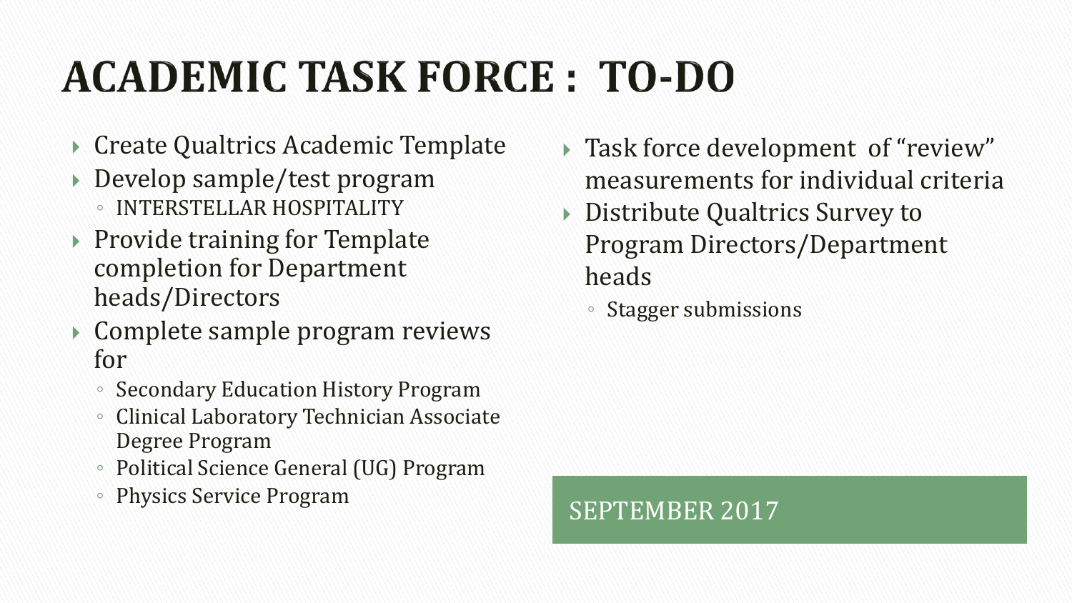# ACADEMIC TASK FORCE : TO-DO

- Create Qualtrics Academic Template
- Develop sample/test program
  - INTERSTELLAR HOSPITALITY
- Provide training for Template completion for Department heads/Directors
- Complete sample program reviews for
  - Secondary Education History Program
  - Clinical Laboratory Technician Associate Degree Program
  - Political Science General (UG) Program
  - Physics Service Program
- Task force development of "review" measurements for individual criteria
- Distribute Qualtrics Survey to Program Directors/Department heads
  - Stagger submissions

SEPTEMBER 2017